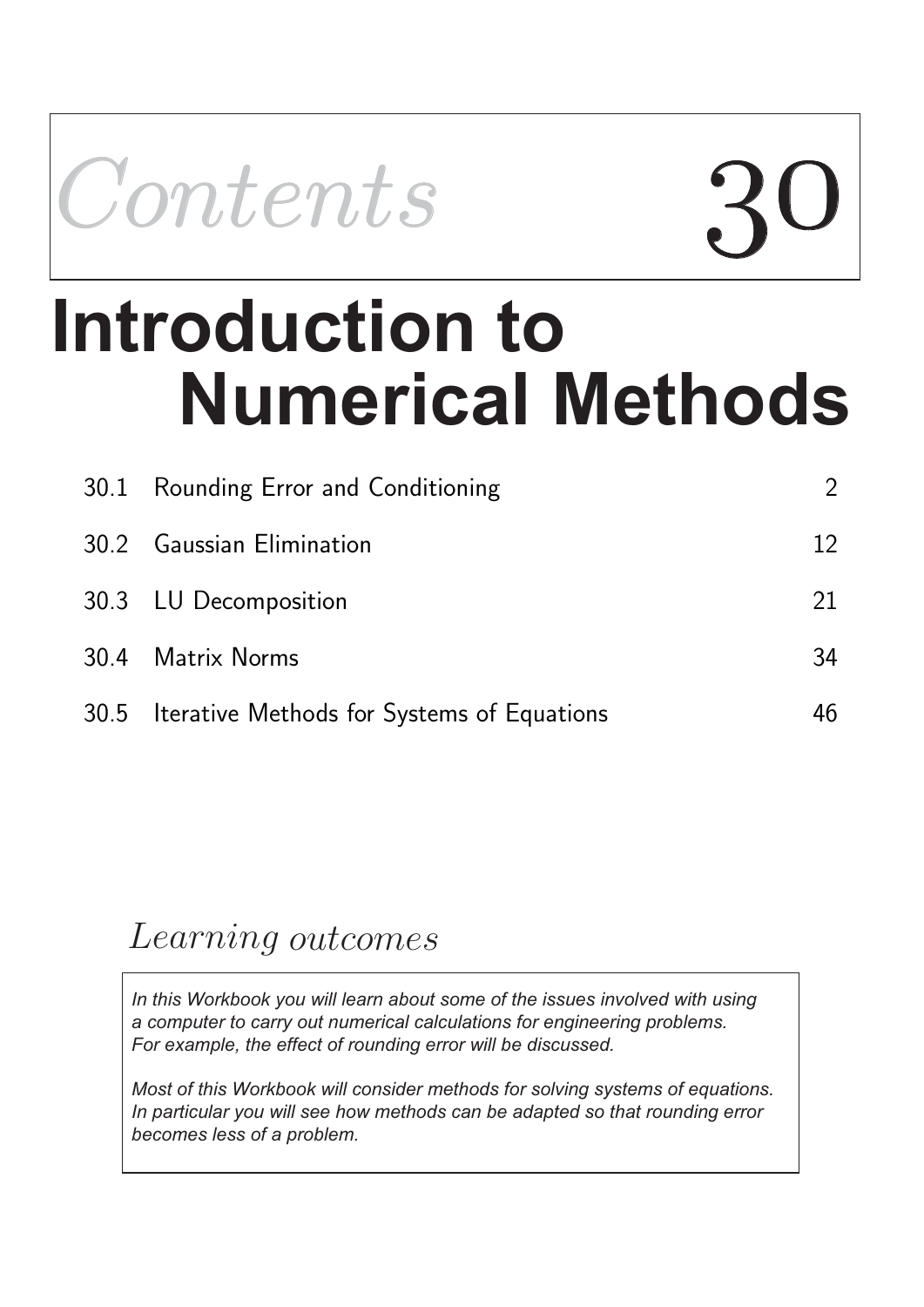# Contents 30

# Introduction to Numerical Methods

| | | |
|---|---|---|
| 30.1 | Rounding Error and Conditioning | 2 |
| 30.2 | Gaussian Elimination | 12 |
| 30.3 | LU Decomposition | 21 |
| 30.4 | Matrix Norms | 34 |
| 30.5 | Iterative Methods for Systems of Equations | 46 |

## *Learning outcomes*

*In this Workbook you will learn about some of the issues involved with using a computer to carry out numerical calculations for engineering problems. For example, the effect of rounding error will be discussed.*

*Most of this Workbook will consider methods for solving systems of equations. In particular you will see how methods can be adapted so that rounding error becomes less of a problem.*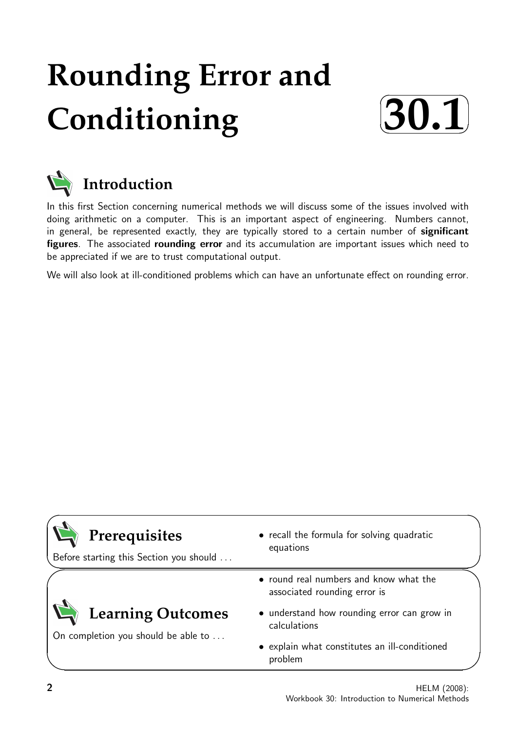# Rounding Error and Conditioning

**30.1**

## Introduction

In this first Section concerning numerical methods we will discuss some of the issues involved with doing arithmetic on a computer. This is an important aspect of engineering. Numbers cannot, in general, be represented exactly, they are typically stored to a certain number of **significant figures**. The associated **rounding error** and its accumulation are important issues which need to be appreciated if we are to trust computational output.

We will also look at ill-conditioned problems which can have an unfortunate effect on rounding error.

## Prerequisites

Before starting this Section you should ...

- recall the formula for solving quadratic equations

## Learning Outcomes

On completion you should be able to ...

- round real numbers and know what the associated rounding error is
- understand how rounding error can grow in calculations
- explain what constitutes an ill-conditioned problem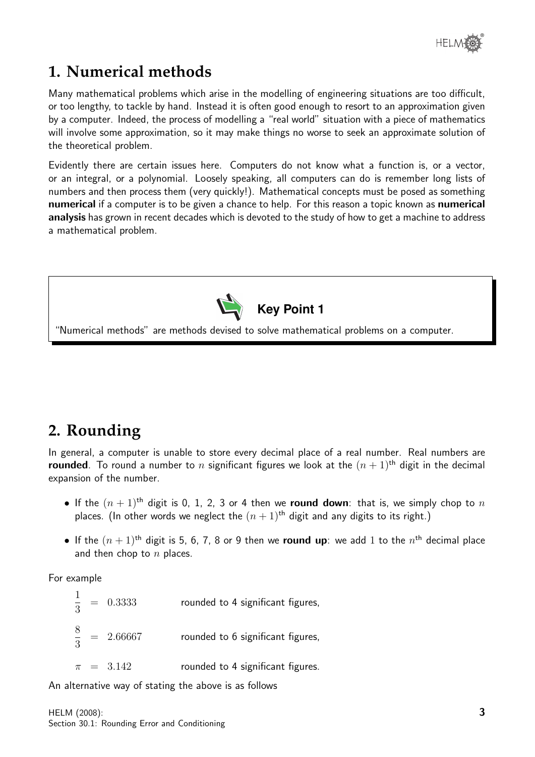## 1. Numerical methods

Many mathematical problems which arise in the modelling of engineering situations are too difficult, or too lengthy, to tackle by hand. Instead it is often good enough to resort to an approximation given by a computer. Indeed, the process of modelling a "real world" situation with a piece of mathematics will involve some approximation, so it may make things no worse to seek an approximate solution of the theoretical problem.

Evidently there are certain issues here. Computers do not know what a function is, or a vector, or an integral, or a polynomial. Loosely speaking, all computers can do is remember long lists of numbers and then process them (very quickly!). Mathematical concepts must be posed as something **numerical** if a computer is to be given a chance to help. For this reason a topic known as **numerical analysis** has grown in recent decades which is devoted to the study of how to get a machine to address a mathematical problem.

> **Key Point 1**
>
> "Numerical methods" are methods devised to solve mathematical problems on a computer.

## 2. Rounding

In general, a computer is unable to store every decimal place of a real number. Real numbers are **rounded**. To round a number to $n$ significant figures we look at the $(n+1)^{\text{th}}$ digit in the decimal expansion of the number.

- If the $(n+1)^{\text{th}}$ digit is 0, 1, 2, 3 or 4 then we **round down**: that is, we simply chop to $n$ places. (In other words we neglect the $(n+1)^{\text{th}}$ digit and any digits to its right.)
- If the $(n+1)^{\text{th}}$ digit is 5, 6, 7, 8 or 9 then we **round up**: we add 1 to the $n^{\text{th}}$ decimal place and then chop to $n$ places.

For example

$$\frac{1}{3} = 0.3333 \qquad \text{rounded to 4 significant figures,}$$

$$\frac{8}{3} = 2.66667 \qquad \text{rounded to 6 significant figures,}$$

$$\pi = 3.142 \qquad \text{rounded to 4 significant figures.}$$

An alternative way of stating the above is as follows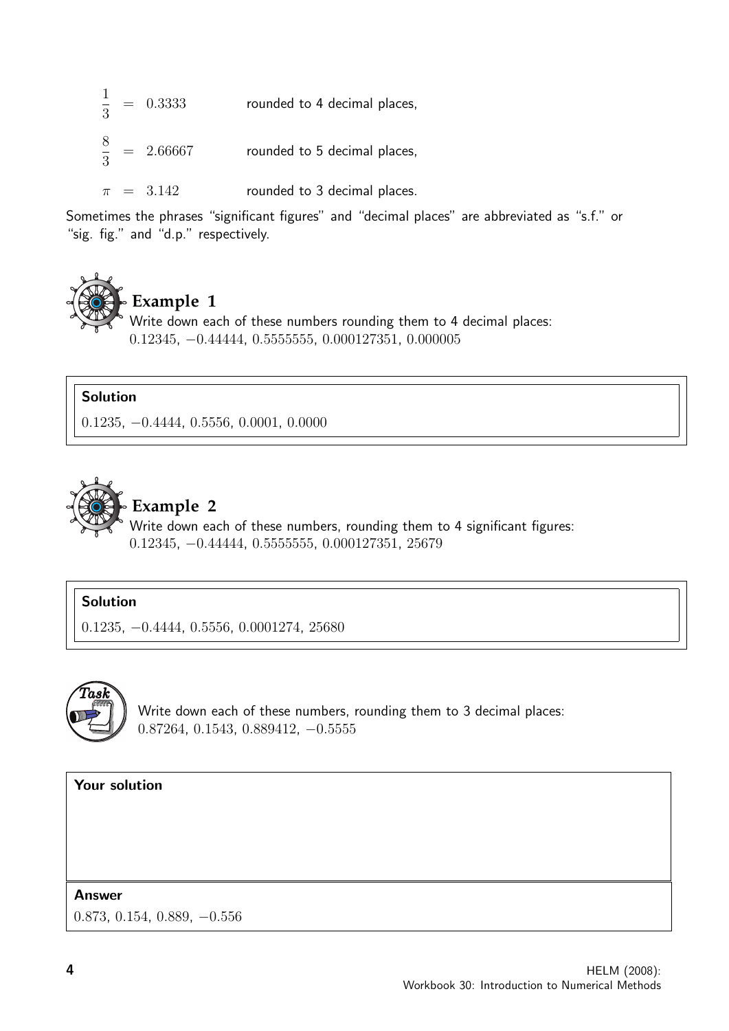$$\frac{1}{3} = 0.3333 \qquad \text{rounded to 4 decimal places,}$$

$$\frac{8}{3} = 2.66667 \qquad \text{rounded to 5 decimal places,}$$

$$\pi = 3.142 \qquad \text{rounded to 3 decimal places.}$$

Sometimes the phrases "significant figures" and "decimal places" are abbreviated as "s.f." or "sig. fig." and "d.p." respectively.

### Example 1

Write down each of these numbers rounding them to 4 decimal places:
$0.12345$, $-0.44444$, $0.5555555$, $0.000127351$, $0.000005$

**Solution**

$0.1235$, $-0.4444$, $0.5556$, $0.0001$, $0.0000$

### Example 2

Write down each of these numbers, rounding them to 4 significant figures:
$0.12345$, $-0.44444$, $0.5555555$, $0.000127351$, $25679$

**Solution**

$0.1235$, $-0.4444$, $0.5556$, $0.0001274$, $25680$

### Task

Write down each of these numbers, rounding them to 3 decimal places:
$0.87264$, $0.1543$, $0.889412$, $-0.5555$

**Your solution**

**Answer**

$0.873$, $0.154$, $0.889$, $-0.556$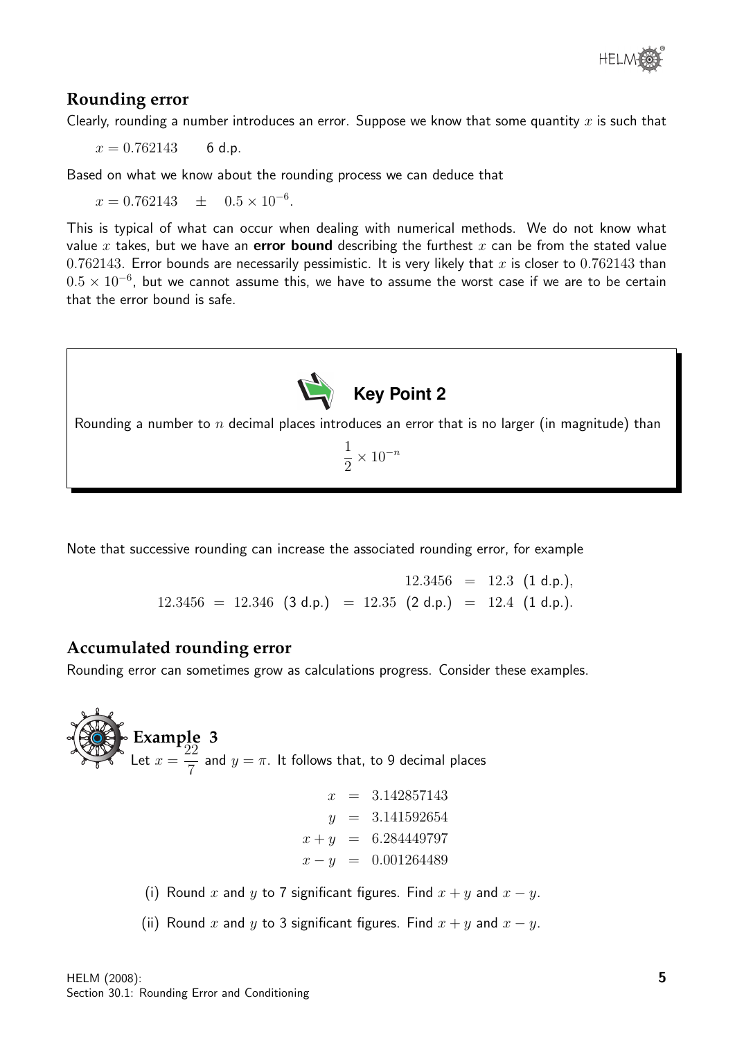## Rounding error

Clearly, rounding a number introduces an error. Suppose we know that some quantity $x$ is such that

$$x = 0.762143 \qquad \text{6 d.p.}$$

Based on what we know about the rounding process we can deduce that

$$x = 0.762143 \quad \pm \quad 0.5 \times 10^{-6}.$$

This is typical of what can occur when dealing with numerical methods. We do not know what value $x$ takes, but we have an **error bound** describing the furthest $x$ can be from the stated value $0.762143$. Error bounds are necessarily pessimistic. It is very likely that $x$ is closer to $0.762143$ than $0.5 \times 10^{-6}$, but we cannot assume this, we have to assume the worst case if we are to be certain that the error bound is safe.

**Key Point 2**

Rounding a number to $n$ decimal places introduces an error that is no larger (in magnitude) than

$$\frac{1}{2} \times 10^{-n}$$

Note that successive rounding can increase the associated rounding error, for example

$$12.3456 \;=\; 12.3 \;\text{(1 d.p.)},$$
$$12.3456 \;=\; 12.346 \;\text{(3 d.p.)} \;=\; 12.35 \;\text{(2 d.p.)} \;=\; 12.4 \;\text{(1 d.p.)}.$$

## Accumulated rounding error

Rounding error can sometimes grow as calculations progress. Consider these examples.

**Example 3**

Let $x = \dfrac{22}{7}$ and $y = \pi$. It follows that, to 9 decimal places

$$\begin{aligned} x &= 3.142857143 \\ y &= 3.141592654 \\ x + y &= 6.284449797 \\ x - y &= 0.001264489 \end{aligned}$$

(i) Round $x$ and $y$ to 7 significant figures. Find $x + y$ and $x - y$.

(ii) Round $x$ and $y$ to 3 significant figures. Find $x + y$ and $x - y$.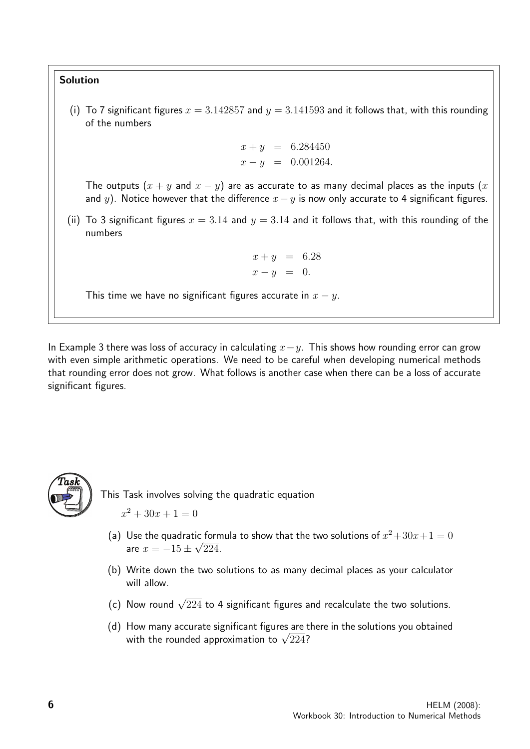**Solution**

(i) To 7 significant figures $x = 3.142857$ and $y = 3.141593$ and it follows that, with this rounding of the numbers

$$\begin{aligned} x + y &= 6.284450 \\ x - y &= 0.001264. \end{aligned}$$

The outputs ($x + y$ and $x - y$) are as accurate to as many decimal places as the inputs ($x$ and $y$). Notice however that the difference $x - y$ is now only accurate to 4 significant figures.

(ii) To 3 significant figures $x = 3.14$ and $y = 3.14$ and it follows that, with this rounding of the numbers

$$\begin{aligned} x + y &= 6.28 \\ x - y &= 0. \end{aligned}$$

This time we have no significant figures accurate in $x - y$.

In Example 3 there was loss of accuracy in calculating $x - y$. This shows how rounding error can grow with even simple arithmetic operations. We need to be careful when developing numerical methods that rounding error does not grow. What follows is another case when there can be a loss of accurate significant figures.

**Task**

This Task involves solving the quadratic equation

$x^2 + 30x + 1 = 0$

(a) Use the quadratic formula to show that the two solutions of $x^2 + 30x + 1 = 0$ are $x = -15 \pm \sqrt{224}$.

(b) Write down the two solutions to as many decimal places as your calculator will allow.

(c) Now round $\sqrt{224}$ to 4 significant figures and recalculate the two solutions.

(d) How many accurate significant figures are there in the solutions you obtained with the rounded approximation to $\sqrt{224}$?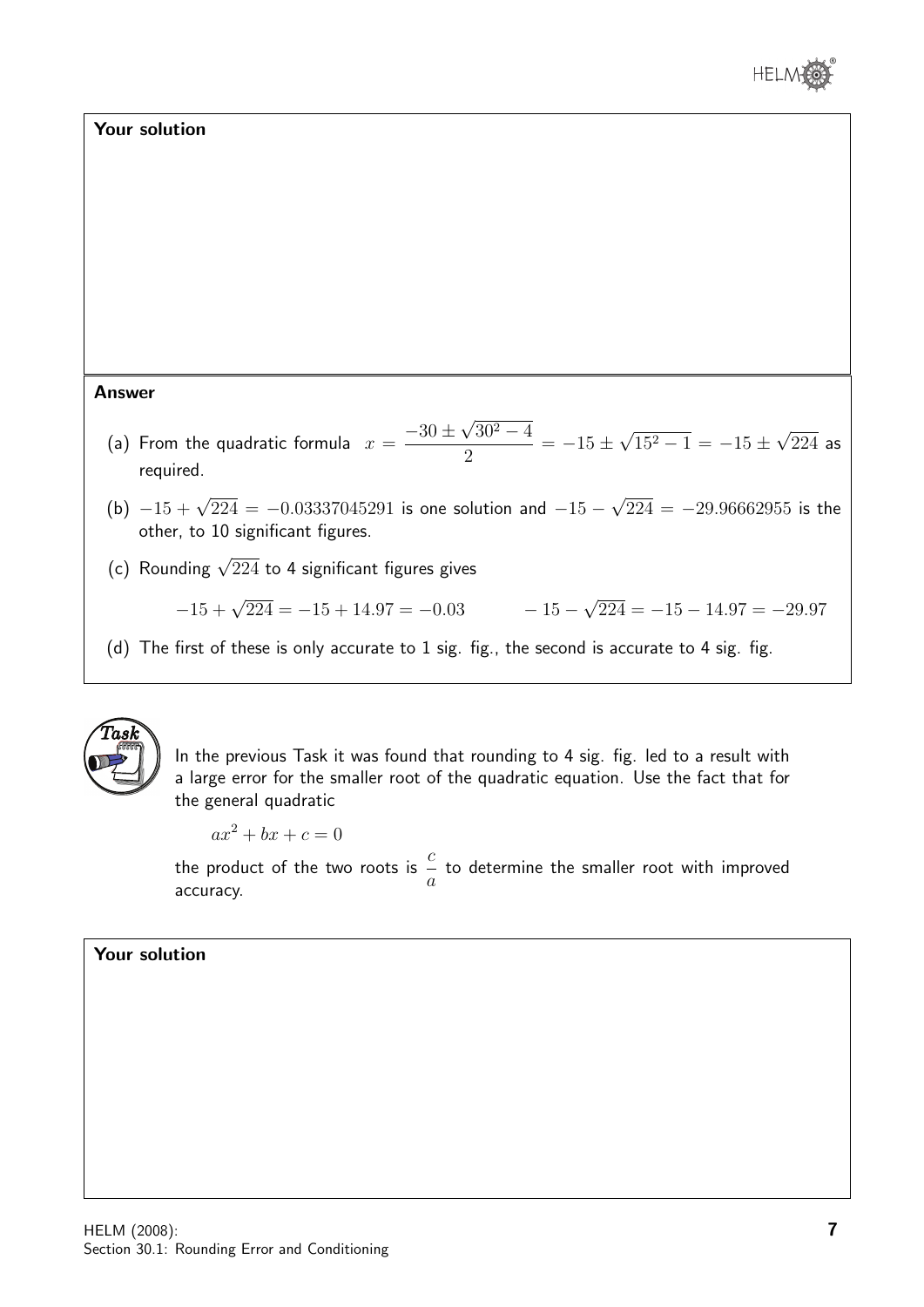**Your solution**

**Answer**

(a) From the quadratic formula $x = \dfrac{-30 \pm \sqrt{30^2 - 4}}{2} = -15 \pm \sqrt{15^2 - 1} = -15 \pm \sqrt{224}$ as required.

(b) $-15 + \sqrt{224} = -0.03337045291$ is one solution and $-15 - \sqrt{224} = -29.96662955$ is the other, to 10 significant figures.

(c) Rounding $\sqrt{224}$ to 4 significant figures gives

$$-15 + \sqrt{224} = -15 + 14.97 = -0.03 \qquad -15 - \sqrt{224} = -15 - 14.97 = -29.97$$

(d) The first of these is only accurate to 1 sig. fig., the second is accurate to 4 sig. fig.

**Task**

In the previous Task it was found that rounding to 4 sig. fig. led to a result with a large error for the smaller root of the quadratic equation. Use the fact that for the general quadratic

$$ax^2 + bx + c = 0$$

the product of the two roots is $\dfrac{c}{a}$ to determine the smaller root with improved accuracy.

**Your solution**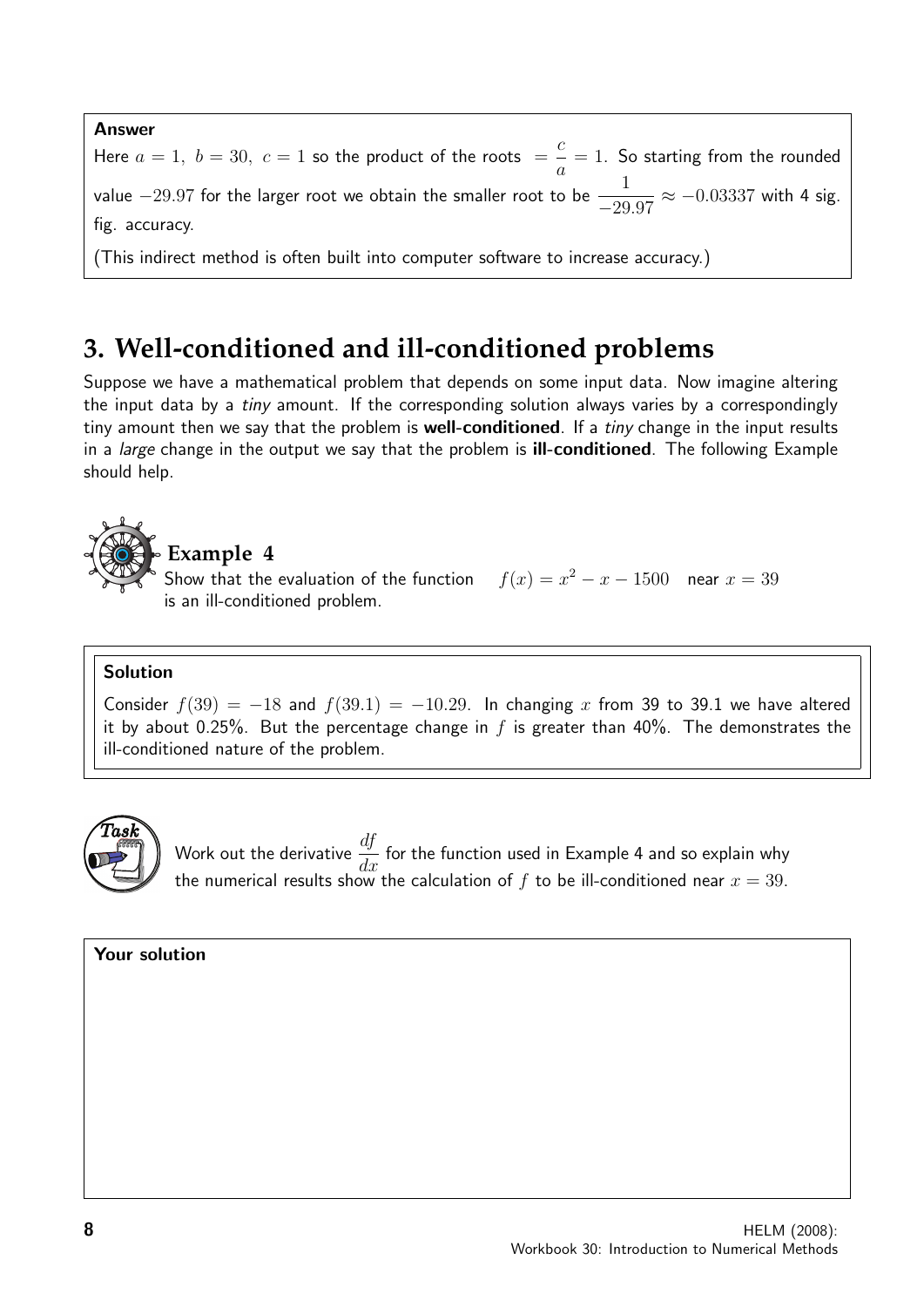**Answer**

Here $a = 1,\ b = 30,\ c = 1$ so the product of the roots $= \dfrac{c}{a} = 1$. So starting from the rounded value $-29.97$ for the larger root we obtain the smaller root to be $\dfrac{1}{-29.97} \approx -0.03337$ with 4 sig. fig. accuracy.

(This indirect method is often built into computer software to increase accuracy.)

## 3. Well-conditioned and ill-conditioned problems

Suppose we have a mathematical problem that depends on some input data. Now imagine altering the input data by a *tiny* amount. If the corresponding solution always varies by a correspondingly tiny amount then we say that the problem is **well-conditioned**. If a *tiny* change in the input results in a *large* change in the output we say that the problem is **ill-conditioned**. The following Example should help.

### Example 4

Show that the evaluation of the function $\quad f(x) = x^2 - x - 1500 \quad$ near $x = 39$ is an ill-conditioned problem.

**Solution**

Consider $f(39) = -18$ and $f(39.1) = -10.29$. In changing $x$ from 39 to 39.1 we have altered it by about 0.25%. But the percentage change in $f$ is greater than 40%. The demonstrates the ill-conditioned nature of the problem.

**Task**

Work out the derivative $\dfrac{df}{dx}$ for the function used in Example 4 and so explain why the numerical results show the calculation of $f$ to be ill-conditioned near $x = 39$.

**Your solution**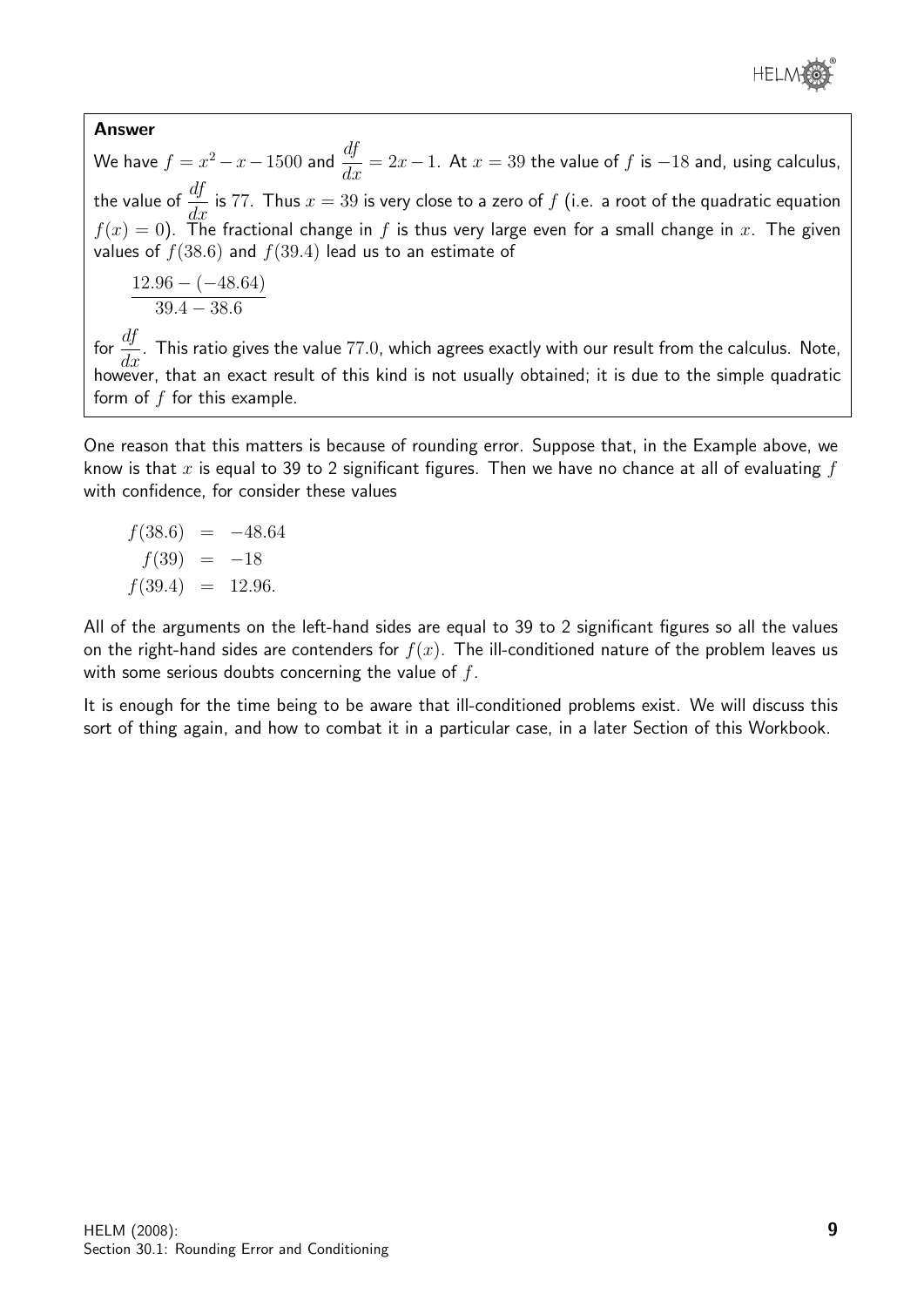**Answer**

We have $f = x^2 - x - 1500$ and $\dfrac{df}{dx} = 2x - 1$. At $x = 39$ the value of $f$ is $-18$ and, using calculus, the value of $\dfrac{df}{dx}$ is $77$. Thus $x = 39$ is very close to a zero of $f$ (i.e. a root of the quadratic equation $f(x) = 0$). The fractional change in $f$ is thus very large even for a small change in $x$. The given values of $f(38.6)$ and $f(39.4)$ lead us to an estimate of

$$\frac{12.96 - (-48.64)}{39.4 - 38.6}$$

for $\dfrac{df}{dx}$. This ratio gives the value $77.0$, which agrees exactly with our result from the calculus. Note, however, that an exact result of this kind is not usually obtained; it is due to the simple quadratic form of $f$ for this example.

One reason that this matters is because of rounding error. Suppose that, in the Example above, we know is that $x$ is equal to 39 to 2 significant figures. Then we have no chance at all of evaluating $f$ with confidence, for consider these values

$$\begin{aligned} f(38.6) &= -48.64 \\ f(39) &= -18 \\ f(39.4) &= 12.96. \end{aligned}$$

All of the arguments on the left-hand sides are equal to 39 to 2 significant figures so all the values on the right-hand sides are contenders for $f(x)$. The ill-conditioned nature of the problem leaves us with some serious doubts concerning the value of $f$.

It is enough for the time being to be aware that ill-conditioned problems exist. We will discuss this sort of thing again, and how to combat it in a particular case, in a later Section of this Workbook.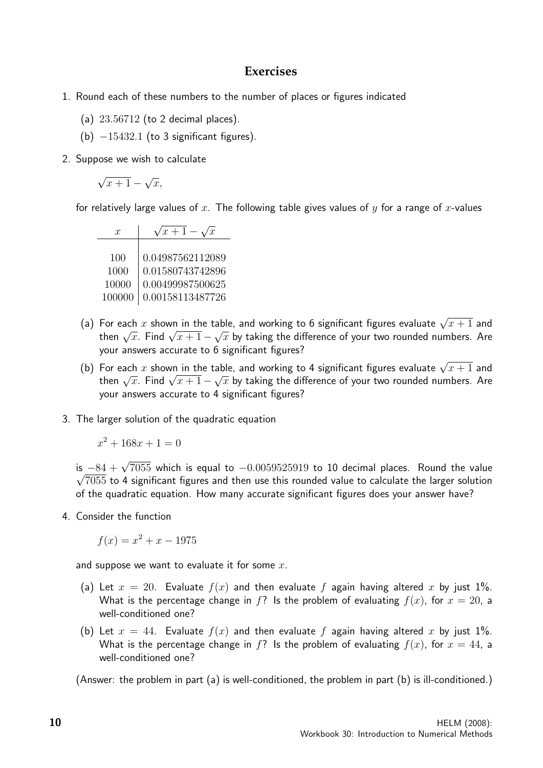## Exercises

1. Round each of these numbers to the number of places or figures indicated

   (a) $23.56712$ (to 2 decimal places).

   (b) $-15432.1$ (to 3 significant figures).

2. Suppose we wish to calculate

   $\sqrt{x+1} - \sqrt{x}$,

   for relatively large values of $x$. The following table gives values of $y$ for a range of $x$-values

   | $x$ | $\sqrt{x+1} - \sqrt{x}$ |
   |---|---|
   | 100 | 0.04987562112089 |
   | 1000 | 0.01580743742896 |
   | 10000 | 0.00499987500625 |
   | 100000 | 0.00158113487726 |

   (a) For each $x$ shown in the table, and working to 6 significant figures evaluate $\sqrt{x+1}$ and then $\sqrt{x}$. Find $\sqrt{x+1} - \sqrt{x}$ by taking the difference of your two rounded numbers. Are your answers accurate to 6 significant figures?

   (b) For each $x$ shown in the table, and working to 4 significant figures evaluate $\sqrt{x+1}$ and then $\sqrt{x}$. Find $\sqrt{x+1} - \sqrt{x}$ by taking the difference of your two rounded numbers. Are your answers accurate to 4 significant figures?

3. The larger solution of the quadratic equation

   $x^2 + 168x + 1 = 0$

   is $-84 + \sqrt{7055}$ which is equal to $-0.0059525919$ to 10 decimal places. Round the value $\sqrt{7055}$ to 4 significant figures and then use this rounded value to calculate the larger solution of the quadratic equation. How many accurate significant figures does your answer have?

4. Consider the function

   $f(x) = x^2 + x - 1975$

   and suppose we want to evaluate it for some $x$.

   (a) Let $x = 20$. Evaluate $f(x)$ and then evaluate $f$ again having altered $x$ by just 1%. What is the percentage change in $f$? Is the problem of evaluating $f(x)$, for $x = 20$, a well-conditioned one?

   (b) Let $x = 44$. Evaluate $f(x)$ and then evaluate $f$ again having altered $x$ by just 1%. What is the percentage change in $f$? Is the problem of evaluating $f(x)$, for $x = 44$, a well-conditioned one?

(Answer: the problem in part (a) is well-conditioned, the problem in part (b) is ill-conditioned.)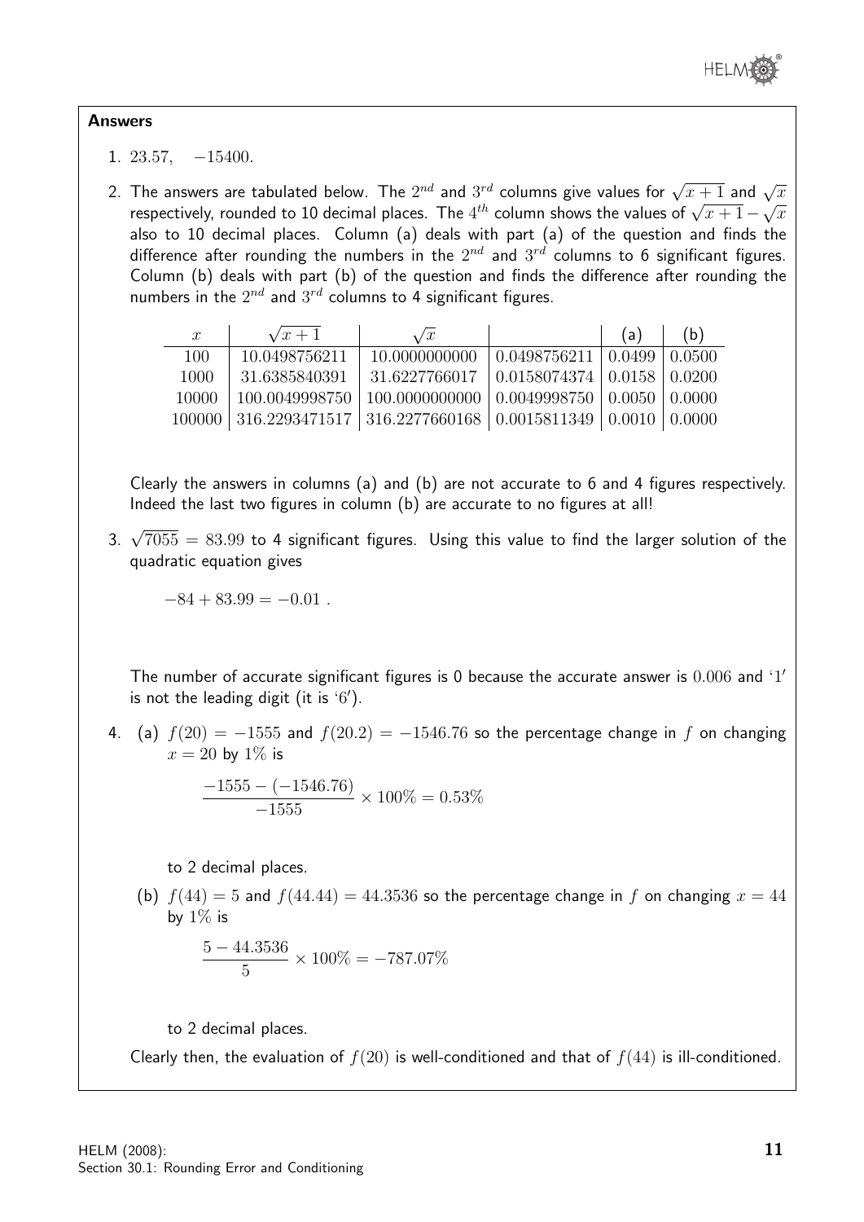**Answers**

1. $23.57, \quad -15400.$

2. The answers are tabulated below. The $2^{nd}$ and $3^{rd}$ columns give values for $\sqrt{x+1}$ and $\sqrt{x}$ respectively, rounded to 10 decimal places. The $4^{th}$ column shows the values of $\sqrt{x+1}-\sqrt{x}$ also to 10 decimal places. Column (a) deals with part (a) of the question and finds the difference after rounding the numbers in the $2^{nd}$ and $3^{rd}$ columns to 6 significant figures. Column (b) deals with part (b) of the question and finds the difference after rounding the numbers in the $2^{nd}$ and $3^{rd}$ columns to 4 significant figures.

| $x$ | $\sqrt{x+1}$ | $\sqrt{x}$ | | (a) | (b) |
|---|---|---|---|---|---|
| 100 | 10.0498756211 | 10.0000000000 | 0.0498756211 | 0.0499 | 0.0500 |
| 1000 | 31.6385840391 | 31.6227766017 | 0.0158074374 | 0.0158 | 0.0200 |
| 10000 | 100.0049998750 | 100.0000000000 | 0.0049998750 | 0.0050 | 0.0000 |
| 100000 | 316.2293471517 | 316.2277660168 | 0.0015811349 | 0.0010 | 0.0000 |

Clearly the answers in columns (a) and (b) are not accurate to 6 and 4 figures respectively. Indeed the last two figures in column (b) are accurate to no figures at all!

3. $\sqrt{7055} = 83.99$ to 4 significant figures. Using this value to find the larger solution of the quadratic equation gives

$$-84 + 83.99 = -0.01\ .$$

The number of accurate significant figures is 0 because the accurate answer is $0.006$ and '$1'$ is not the leading digit (it is '$6'$).

4. (a) $f(20) = -1555$ and $f(20.2) = -1546.76$ so the percentage change in $f$ on changing $x = 20$ by $1\%$ is

$$\frac{-1555 - (-1546.76)}{-1555} \times 100\% = 0.53\%$$

to 2 decimal places.

(b) $f(44) = 5$ and $f(44.44) = 44.3536$ so the percentage change in $f$ on changing $x = 44$ by $1\%$ is

$$\frac{5 - 44.3536}{5} \times 100\% = -787.07\%$$

to 2 decimal places.

Clearly then, the evaluation of $f(20)$ is well-conditioned and that of $f(44)$ is ill-conditioned.